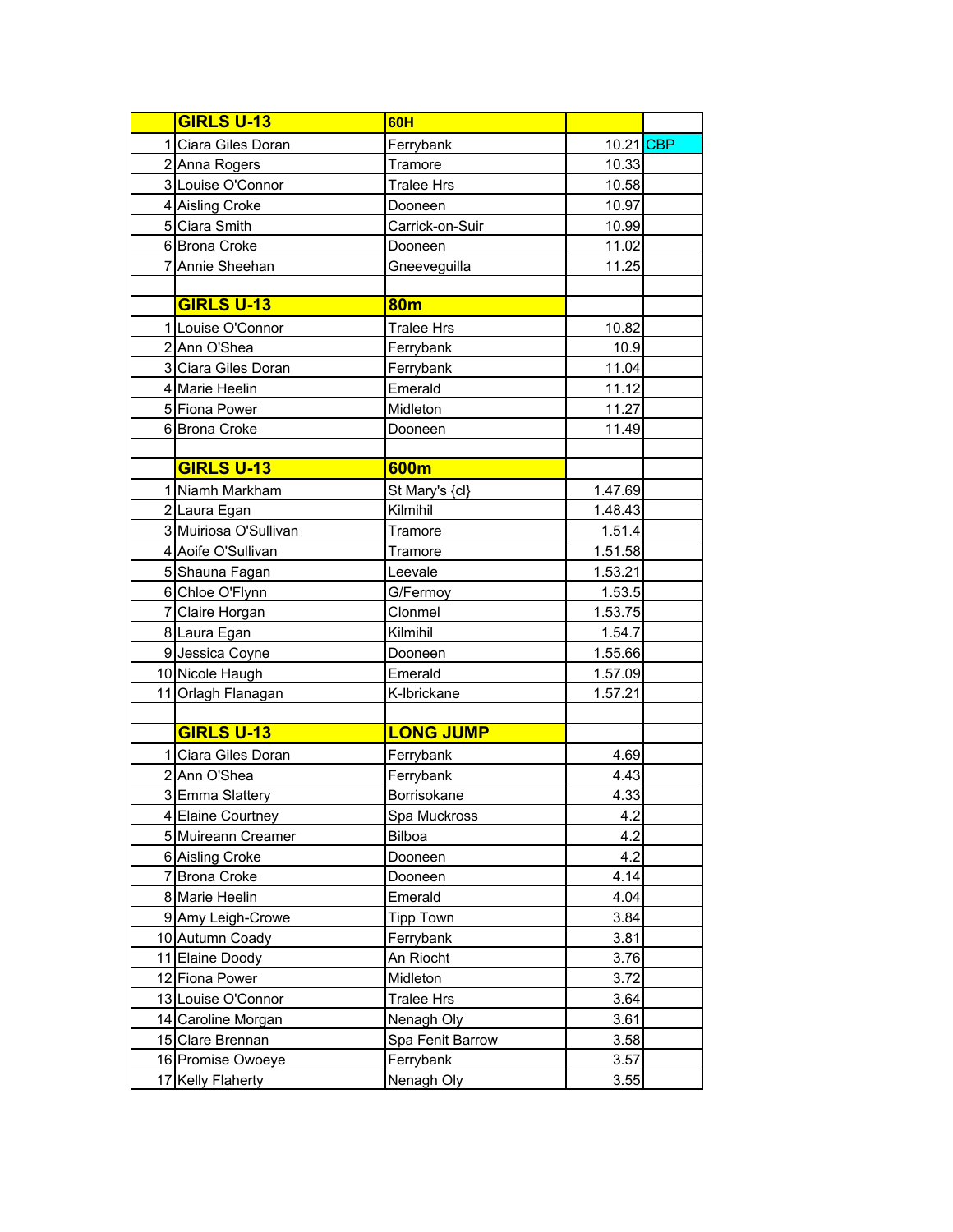| | GIRLS U-13 | 60H | | |
|---|---|---|---|---|
| 1 | Ciara Giles Doran | Ferrybank | 10.21 | CBP |
| 2 | Anna Rogers | Tramore | 10.33 | |
| 3 | Louise O'Connor | Tralee Hrs | 10.58 | |
| 4 | Aisling Croke | Dooneen | 10.97 | |
| 5 | Ciara Smith | Carrick-on-Suir | 10.99 | |
| 6 | Brona Croke | Dooneen | 11.02 | |
| 7 | Annie Sheehan | Gneeveguilla | 11.25 | |
| | | | | |
| | GIRLS U-13 | 80m | | |
| 1 | Louise O'Connor | Tralee Hrs | 10.82 | |
| 2 | Ann O'Shea | Ferrybank | 10.9 | |
| 3 | Ciara Giles Doran | Ferrybank | 11.04 | |
| 4 | Marie Heelin | Emerald | 11.12 | |
| 5 | Fiona Power | Midleton | 11.27 | |
| 6 | Brona Croke | Dooneen | 11.49 | |
| | | | | |
| | GIRLS U-13 | 600m | | |
| 1 | Niamh Markham | St Mary's {cl} | 1.47.69 | |
| 2 | Laura Egan | Kilmihil | 1.48.43 | |
| 3 | Muiriosa O'Sullivan | Tramore | 1.51.4 | |
| 4 | Aoife O'Sullivan | Tramore | 1.51.58 | |
| 5 | Shauna Fagan | Leevale | 1.53.21 | |
| 6 | Chloe O'Flynn | G/Fermoy | 1.53.5 | |
| 7 | Claire Horgan | Clonmel | 1.53.75 | |
| 8 | Laura Egan | Kilmihil | 1.54.7 | |
| 9 | Jessica Coyne | Dooneen | 1.55.66 | |
| 10 | Nicole Haugh | Emerald | 1.57.09 | |
| 11 | Orlagh Flanagan | K-Ibrickane | 1.57.21 | |
| | | | | |
| | GIRLS U-13 | LONG JUMP | | |
| 1 | Ciara Giles Doran | Ferrybank | 4.69 | |
| 2 | Ann O'Shea | Ferrybank | 4.43 | |
| 3 | Emma Slattery | Borrisokane | 4.33 | |
| 4 | Elaine Courtney | Spa Muckross | 4.2 | |
| 5 | Muireann Creamer | Bilboa | 4.2 | |
| 6 | Aisling Croke | Dooneen | 4.2 | |
| 7 | Brona Croke | Dooneen | 4.14 | |
| 8 | Marie Heelin | Emerald | 4.04 | |
| 9 | Amy Leigh-Crowe | Tipp Town | 3.84 | |
| 10 | Autumn Coady | Ferrybank | 3.81 | |
| 11 | Elaine Doody | An Riocht | 3.76 | |
| 12 | Fiona Power | Midleton | 3.72 | |
| 13 | Louise O'Connor | Tralee Hrs | 3.64 | |
| 14 | Caroline Morgan | Nenagh Oly | 3.61 | |
| 15 | Clare Brennan | Spa Fenit Barrow | 3.58 | |
| 16 | Promise Owoeye | Ferrybank | 3.57 | |
| 17 | Kelly Flaherty | Nenagh Oly | 3.55 | |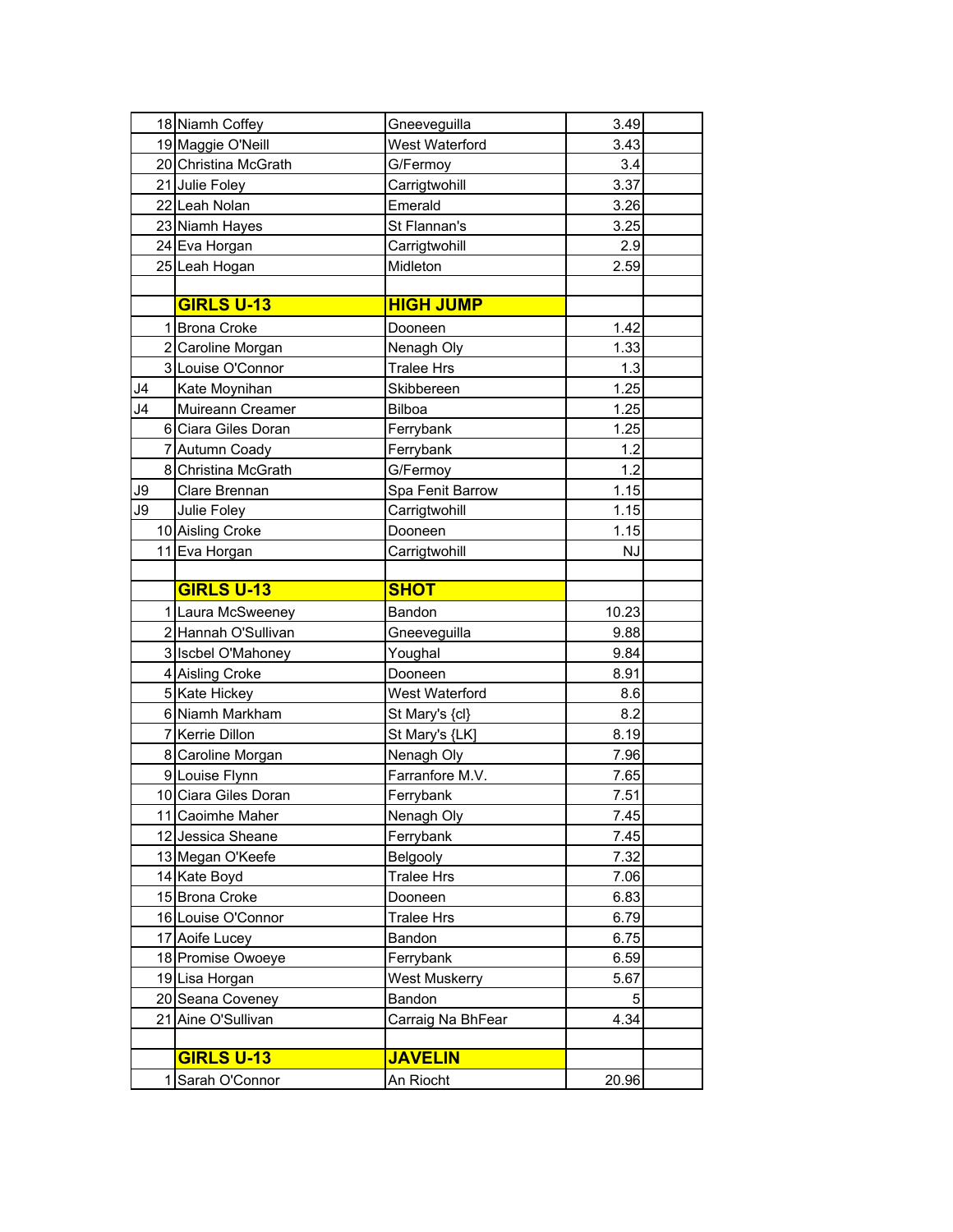| | | | | |
|---|---|---|---|---|
| 18 | Niamh Coffey | Gneeveguilla | 3.49 | |
| 19 | Maggie O'Neill | West Waterford | 3.43 | |
| 20 | Christina McGrath | G/Fermoy | 3.4 | |
| 21 | Julie Foley | Carrigtwohill | 3.37 | |
| 22 | Leah Nolan | Emerald | 3.26 | |
| 23 | Niamh Hayes | St Flannan's | 3.25 | |
| 24 | Eva Horgan | Carrigtwohill | 2.9 | |
| 25 | Leah Hogan | Midleton | 2.59 | |
| | | | | |
| | **GIRLS U-13** | **HIGH JUMP** | | |
| 1 | Brona Croke | Dooneen | 1.42 | |
| 2 | Caroline Morgan | Nenagh Oly | 1.33 | |
| 3 | Louise O'Connor | Tralee Hrs | 1.3 | |
| J4 | Kate Moynihan | Skibbereen | 1.25 | |
| J4 | Muireann Creamer | Bilboa | 1.25 | |
| 6 | Ciara Giles Doran | Ferrybank | 1.25 | |
| 7 | Autumn Coady | Ferrybank | 1.2 | |
| 8 | Christina McGrath | G/Fermoy | 1.2 | |
| J9 | Clare Brennan | Spa Fenit Barrow | 1.15 | |
| J9 | Julie Foley | Carrigtwohill | 1.15 | |
| 10 | Aisling Croke | Dooneen | 1.15 | |
| 11 | Eva Horgan | Carrigtwohill | NJ | |
| | | | | |
| | **GIRLS U-13** | **SHOT** | | |
| 1 | Laura McSweeney | Bandon | 10.23 | |
| 2 | Hannah O'Sullivan | Gneeveguilla | 9.88 | |
| 3 | Iscbel O'Mahoney | Youghal | 9.84 | |
| 4 | Aisling Croke | Dooneen | 8.91 | |
| 5 | Kate Hickey | West Waterford | 8.6 | |
| 6 | Niamh Markham | St Mary's {cl} | 8.2 | |
| 7 | Kerrie Dillon | St Mary's [LK] | 8.19 | |
| 8 | Caroline Morgan | Nenagh Oly | 7.96 | |
| 9 | Louise Flynn | Farranfore M.V. | 7.65 | |
| 10 | Ciara Giles Doran | Ferrybank | 7.51 | |
| 11 | Caoimhe Maher | Nenagh Oly | 7.45 | |
| 12 | Jessica Sheane | Ferrybank | 7.45 | |
| 13 | Megan O'Keefe | Belgooly | 7.32 | |
| 14 | Kate Boyd | Tralee Hrs | 7.06 | |
| 15 | Brona Croke | Dooneen | 6.83 | |
| 16 | Louise O'Connor | Tralee Hrs | 6.79 | |
| 17 | Aoife Lucey | Bandon | 6.75 | |
| 18 | Promise Owoeye | Ferrybank | 6.59 | |
| 19 | Lisa Horgan | West Muskerry | 5.67 | |
| 20 | Seana Coveney | Bandon | 5 | |
| 21 | Aine O'Sullivan | Carraig Na BhFear | 4.34 | |
| | | | | |
| | **GIRLS U-13** | **JAVELIN** | | |
| 1 | Sarah O'Connor | An Riocht | 20.96 | |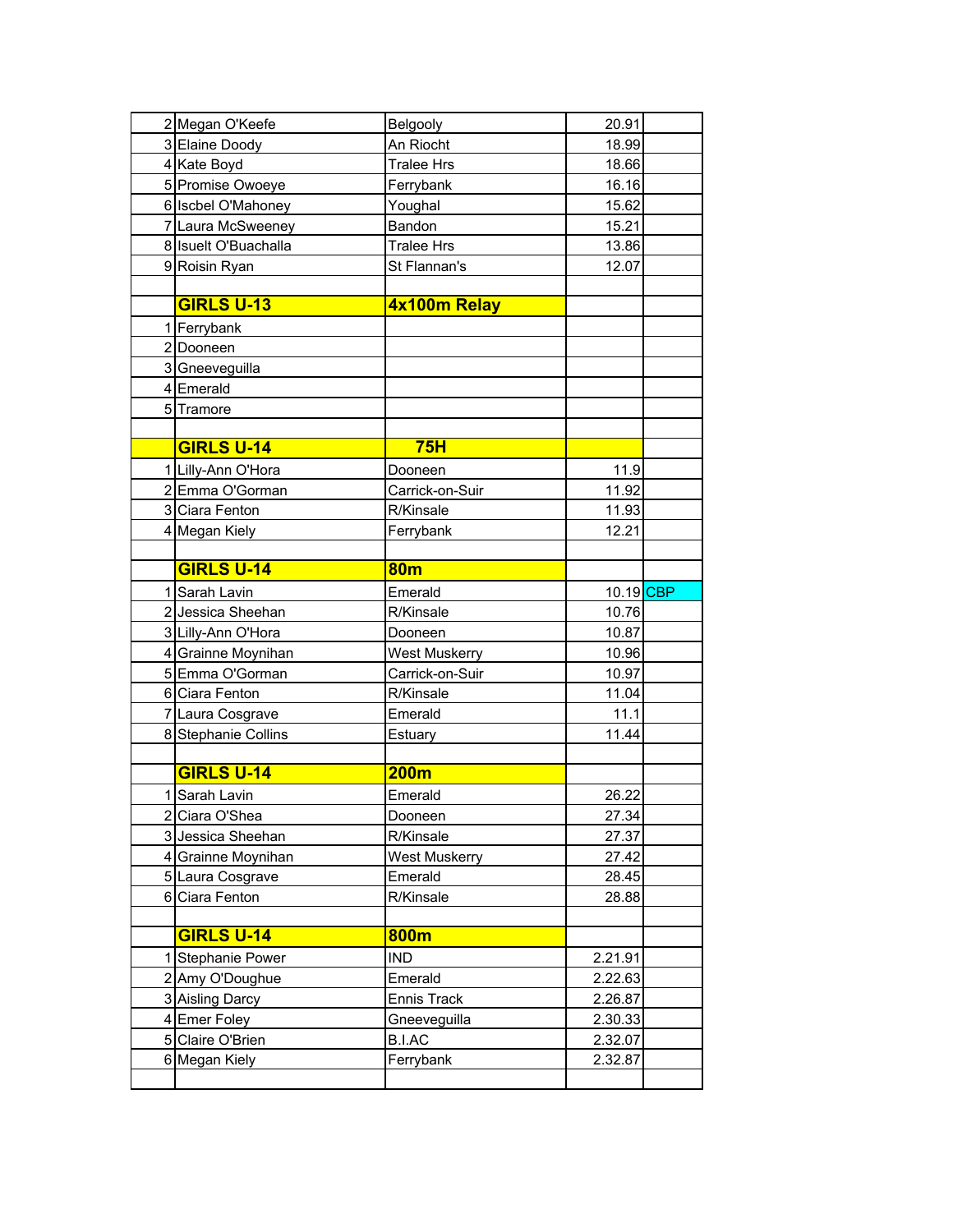| | | | | |
|---|---|---|---|---|
| 2 | Megan O'Keefe | Belgooly | 20.91 | |
| 3 | Elaine Doody | An Riocht | 18.99 | |
| 4 | Kate Boyd | Tralee Hrs | 18.66 | |
| 5 | Promise Owoeye | Ferrybank | 16.16 | |
| 6 | Iscbel O'Mahoney | Youghal | 15.62 | |
| 7 | Laura McSweeney | Bandon | 15.21 | |
| 8 | Isuelt O'Buachalla | Tralee Hrs | 13.86 | |
| 9 | Roisin Ryan | St Flannan's | 12.07 | |
| | | | | |
| | **GIRLS U-13** | **4x100m Relay** | | |
| 1 | Ferrybank | | | |
| 2 | Dooneen | | | |
| 3 | Gneeveguilla | | | |
| 4 | Emerald | | | |
| 5 | Tramore | | | |
| | | | | |
| | **GIRLS U-14** | **75H** | | |
| 1 | Lilly-Ann O'Hora | Dooneen | 11.9 | |
| 2 | Emma O'Gorman | Carrick-on-Suir | 11.92 | |
| 3 | Ciara Fenton | R/Kinsale | 11.93 | |
| 4 | Megan Kiely | Ferrybank | 12.21 | |
| | | | | |
| | **GIRLS U-14** | **80m** | | |
| 1 | Sarah Lavin | Emerald | 10.19 | CBP |
| 2 | Jessica Sheehan | R/Kinsale | 10.76 | |
| 3 | Lilly-Ann O'Hora | Dooneen | 10.87 | |
| 4 | Grainne Moynihan | West Muskerry | 10.96 | |
| 5 | Emma O'Gorman | Carrick-on-Suir | 10.97 | |
| 6 | Ciara Fenton | R/Kinsale | 11.04 | |
| 7 | Laura Cosgrave | Emerald | 11.1 | |
| 8 | Stephanie Collins | Estuary | 11.44 | |
| | | | | |
| | **GIRLS U-14** | **200m** | | |
| 1 | Sarah Lavin | Emerald | 26.22 | |
| 2 | Ciara O'Shea | Dooneen | 27.34 | |
| 3 | Jessica Sheehan | R/Kinsale | 27.37 | |
| 4 | Grainne Moynihan | West Muskerry | 27.42 | |
| 5 | Laura Cosgrave | Emerald | 28.45 | |
| 6 | Ciara Fenton | R/Kinsale | 28.88 | |
| | | | | |
| | **GIRLS U-14** | **800m** | | |
| 1 | Stephanie Power | IND | 2.21.91 | |
| 2 | Amy O'Doughue | Emerald | 2.22.63 | |
| 3 | Aisling Darcy | Ennis Track | 2.26.87 | |
| 4 | Emer Foley | Gneeveguilla | 2.30.33 | |
| 5 | Claire O'Brien | B.I.AC | 2.32.07 | |
| 6 | Megan Kiely | Ferrybank | 2.32.87 | |
| | | | | |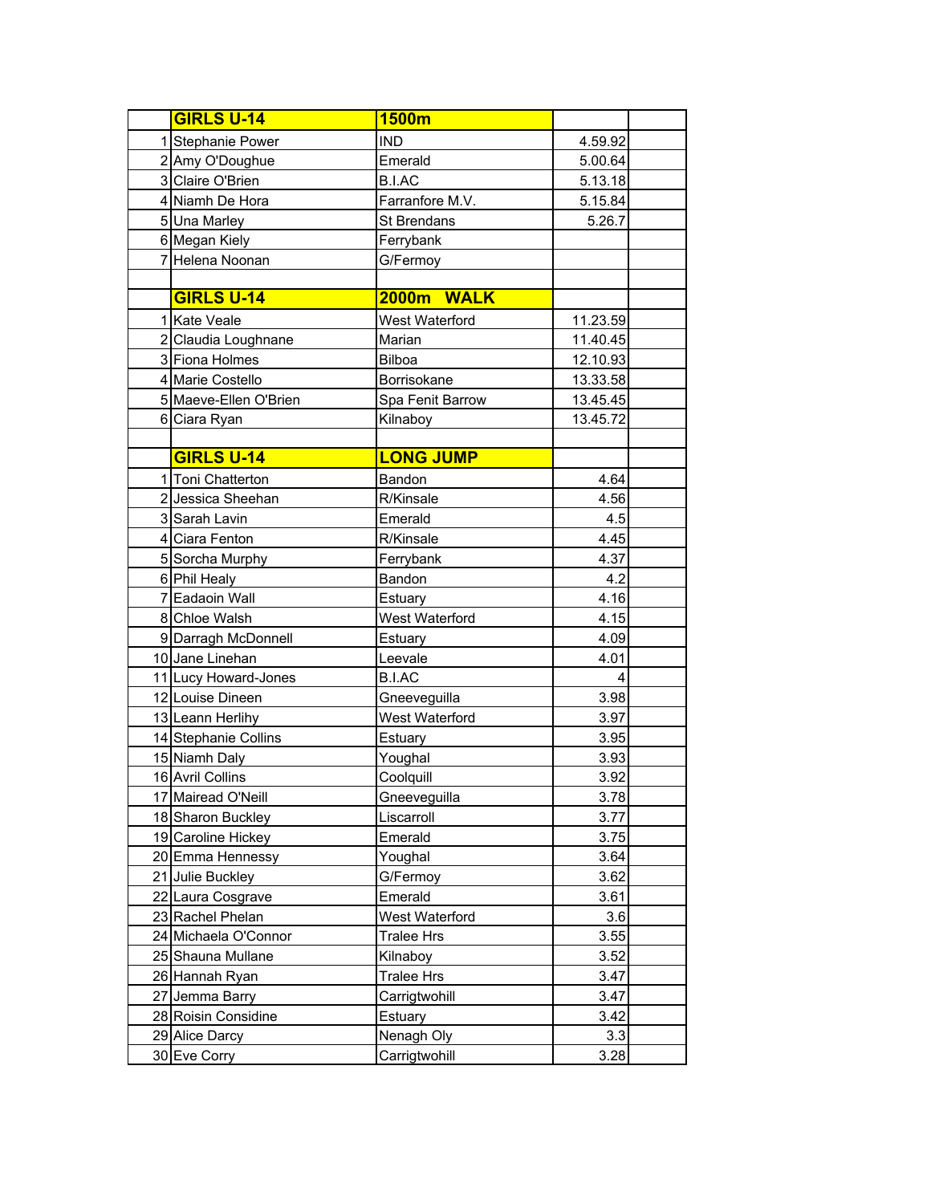| | GIRLS U-14 | 1500m | | |
|---|---|---|---|---|
| 1 | Stephanie Power | IND | 4.59.92 | |
| 2 | Amy O'Doughue | Emerald | 5.00.64 | |
| 3 | Claire O'Brien | B.I.AC | 5.13.18 | |
| 4 | Niamh De Hora | Farranfore M.V. | 5.15.84 | |
| 5 | Una Marley | St Brendans | 5.26.7 | |
| 6 | Megan Kiely | Ferrybank | | |
| 7 | Helena Noonan | G/Fermoy | | |
| | | | | |
| | **GIRLS U-14** | **2000m WALK** | | |
| 1 | Kate Veale | West Waterford | 11.23.59 | |
| 2 | Claudia Loughnane | Marian | 11.40.45 | |
| 3 | Fiona Holmes | Bilboa | 12.10.93 | |
| 4 | Marie Costello | Borrisokane | 13.33.58 | |
| 5 | Maeve-Ellen O'Brien | Spa Fenit Barrow | 13.45.45 | |
| 6 | Ciara Ryan | Kilnaboy | 13.45.72 | |
| | | | | |
| | **GIRLS U-14** | **LONG JUMP** | | |
| 1 | Toni Chatterton | Bandon | 4.64 | |
| 2 | Jessica Sheehan | R/Kinsale | 4.56 | |
| 3 | Sarah Lavin | Emerald | 4.5 | |
| 4 | Ciara Fenton | R/Kinsale | 4.45 | |
| 5 | Sorcha Murphy | Ferrybank | 4.37 | |
| 6 | Phil Healy | Bandon | 4.2 | |
| 7 | Eadaoin Wall | Estuary | 4.16 | |
| 8 | Chloe Walsh | West Waterford | 4.15 | |
| 9 | Darragh McDonnell | Estuary | 4.09 | |
| 10 | Jane Linehan | Leevale | 4.01 | |
| 11 | Lucy Howard-Jones | B.I.AC | 4 | |
| 12 | Louise Dineen | Gneeveguilla | 3.98 | |
| 13 | Leann Herlihy | West Waterford | 3.97 | |
| 14 | Stephanie Collins | Estuary | 3.95 | |
| 15 | Niamh Daly | Youghal | 3.93 | |
| 16 | Avril Collins | Coolquill | 3.92 | |
| 17 | Mairead O'Neill | Gneeveguilla | 3.78 | |
| 18 | Sharon Buckley | Liscarroll | 3.77 | |
| 19 | Caroline Hickey | Emerald | 3.75 | |
| 20 | Emma Hennessy | Youghal | 3.64 | |
| 21 | Julie Buckley | G/Fermoy | 3.62 | |
| 22 | Laura Cosgrave | Emerald | 3.61 | |
| 23 | Rachel Phelan | West Waterford | 3.6 | |
| 24 | Michaela O'Connor | Tralee Hrs | 3.55 | |
| 25 | Shauna Mullane | Kilnaboy | 3.52 | |
| 26 | Hannah Ryan | Tralee Hrs | 3.47 | |
| 27 | Jemma Barry | Carrigtwohill | 3.47 | |
| 28 | Roisin Considine | Estuary | 3.42 | |
| 29 | Alice Darcy | Nenagh Oly | 3.3 | |
| 30 | Eve Corry | Carrigtwohill | 3.28 | |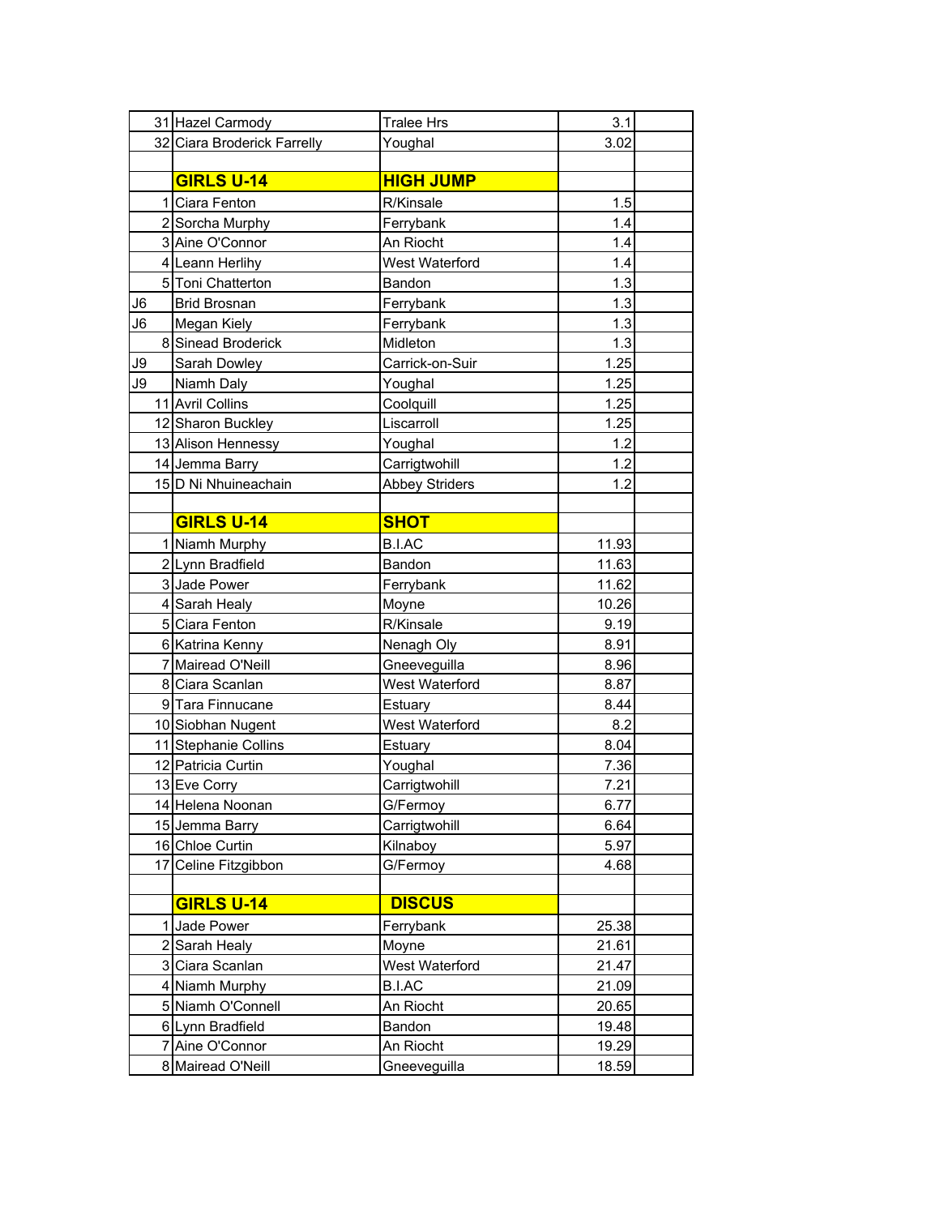| | | | | |
|---|---|---|---|---|
| 31 | Hazel Carmody | Tralee Hrs | 3.1 | |
| 32 | Ciara Broderick Farrelly | Youghal | 3.02 | |
| | | | | |
| | **GIRLS U-14** | **HIGH JUMP** | | |
| 1 | Ciara Fenton | R/Kinsale | 1.5 | |
| 2 | Sorcha Murphy | Ferrybank | 1.4 | |
| 3 | Aine O'Connor | An Riocht | 1.4 | |
| 4 | Leann Herlihy | West Waterford | 1.4 | |
| 5 | Toni Chatterton | Bandon | 1.3 | |
| J6 | Brid Brosnan | Ferrybank | 1.3 | |
| J6 | Megan Kiely | Ferrybank | 1.3 | |
| 8 | Sinead Broderick | Midleton | 1.3 | |
| J9 | Sarah Dowley | Carrick-on-Suir | 1.25 | |
| J9 | Niamh Daly | Youghal | 1.25 | |
| 11 | Avril Collins | Coolquill | 1.25 | |
| 12 | Sharon Buckley | Liscarroll | 1.25 | |
| 13 | Alison Hennessy | Youghal | 1.2 | |
| 14 | Jemma Barry | Carrigtwohill | 1.2 | |
| 15 | D Ni Nhuineachain | Abbey Striders | 1.2 | |
| | | | | |
| | **GIRLS U-14** | **SHOT** | | |
| 1 | Niamh Murphy | B.I.AC | 11.93 | |
| 2 | Lynn Bradfield | Bandon | 11.63 | |
| 3 | Jade Power | Ferrybank | 11.62 | |
| 4 | Sarah Healy | Moyne | 10.26 | |
| 5 | Ciara Fenton | R/Kinsale | 9.19 | |
| 6 | Katrina Kenny | Nenagh Oly | 8.91 | |
| 7 | Mairead O'Neill | Gneeveguilla | 8.96 | |
| 8 | Ciara Scanlan | West Waterford | 8.87 | |
| 9 | Tara Finnucane | Estuary | 8.44 | |
| 10 | Siobhan Nugent | West Waterford | 8.2 | |
| 11 | Stephanie Collins | Estuary | 8.04 | |
| 12 | Patricia Curtin | Youghal | 7.36 | |
| 13 | Eve Corry | Carrigtwohill | 7.21 | |
| 14 | Helena Noonan | G/Fermoy | 6.77 | |
| 15 | Jemma Barry | Carrigtwohill | 6.64 | |
| 16 | Chloe Curtin | Kilnaboy | 5.97 | |
| 17 | Celine Fitzgibbon | G/Fermoy | 4.68 | |
| | | | | |
| | **GIRLS U-14** | **DISCUS** | | |
| 1 | Jade Power | Ferrybank | 25.38 | |
| 2 | Sarah Healy | Moyne | 21.61 | |
| 3 | Ciara Scanlan | West Waterford | 21.47 | |
| 4 | Niamh Murphy | B.I.AC | 21.09 | |
| 5 | Niamh O'Connell | An Riocht | 20.65 | |
| 6 | Lynn Bradfield | Bandon | 19.48 | |
| 7 | Aine O'Connor | An Riocht | 19.29 | |
| 8 | Mairead O'Neill | Gneeveguilla | 18.59 | |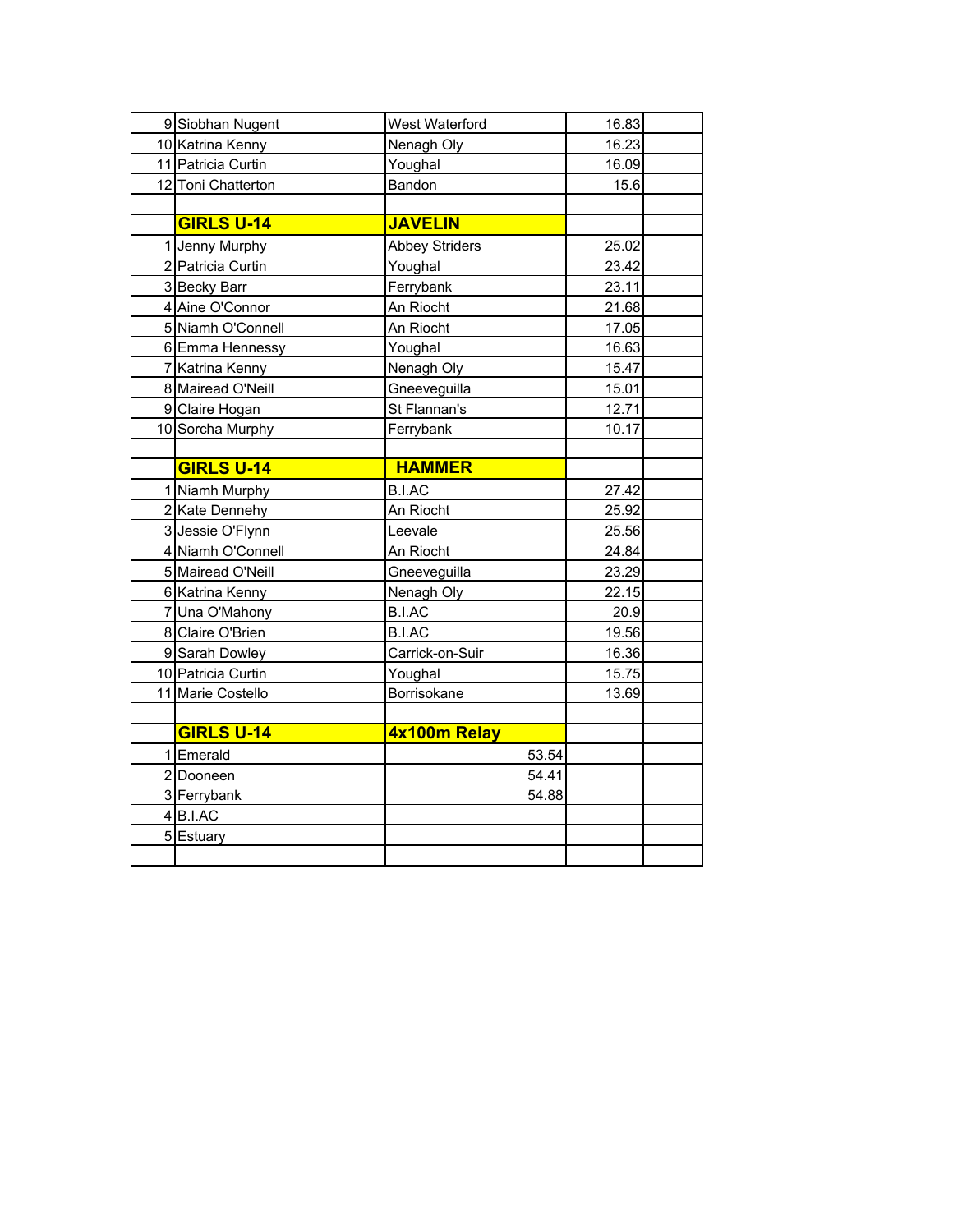| | | | | |
|---|---|---|---|---|
| 9 | Siobhan Nugent | West Waterford | 16.83 | |
| 10 | Katrina Kenny | Nenagh Oly | 16.23 | |
| 11 | Patricia Curtin | Youghal | 16.09 | |
| 12 | Toni Chatterton | Bandon | 15.6 | |
| | | | | |
| | **GIRLS U-14** | **JAVELIN** | | |
| 1 | Jenny Murphy | Abbey Striders | 25.02 | |
| 2 | Patricia Curtin | Youghal | 23.42 | |
| 3 | Becky Barr | Ferrybank | 23.11 | |
| 4 | Aine O'Connor | An Riocht | 21.68 | |
| 5 | Niamh O'Connell | An Riocht | 17.05 | |
| 6 | Emma Hennessy | Youghal | 16.63 | |
| 7 | Katrina Kenny | Nenagh Oly | 15.47 | |
| 8 | Mairead O'Neill | Gneeveguilla | 15.01 | |
| 9 | Claire Hogan | St Flannan's | 12.71 | |
| 10 | Sorcha Murphy | Ferrybank | 10.17 | |
| | | | | |
| | **GIRLS U-14** | **HAMMER** | | |
| 1 | Niamh Murphy | B.I.AC | 27.42 | |
| 2 | Kate Dennehy | An Riocht | 25.92 | |
| 3 | Jessie O'Flynn | Leevale | 25.56 | |
| 4 | Niamh O'Connell | An Riocht | 24.84 | |
| 5 | Mairead O'Neill | Gneeveguilla | 23.29 | |
| 6 | Katrina Kenny | Nenagh Oly | 22.15 | |
| 7 | Una O'Mahony | B.I.AC | 20.9 | |
| 8 | Claire O'Brien | B.I.AC | 19.56 | |
| 9 | Sarah Dowley | Carrick-on-Suir | 16.36 | |
| 10 | Patricia Curtin | Youghal | 15.75 | |
| 11 | Marie Costello | Borrisokane | 13.69 | |
| | | | | |
| | **GIRLS U-14** | **4x100m Relay** | | |
| 1 | Emerald | 53.54 | | |
| 2 | Dooneen | 54.41 | | |
| 3 | Ferrybank | 54.88 | | |
| 4 | B.I.AC | | | |
| 5 | Estuary | | | |
| | | | | |